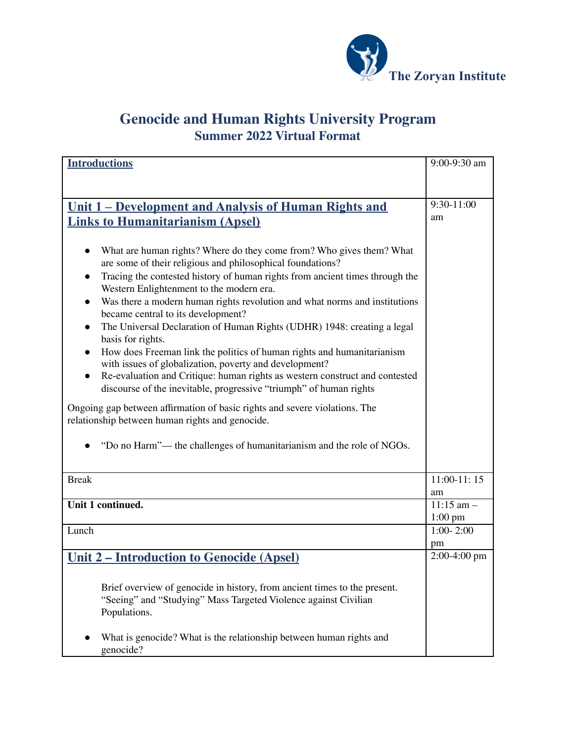The Zoryan Institute

# Genocide and Human Rights University Program

## Summer 2022 Virtual Format

| | |
|---|---|
| **Introductions** | 9:00-9:30 am |
| **Unit 1 – Development and Analysis of Human Rights and Links to Humanitarianism (Apsel)**<br><br>• What are human rights? Where do they come from? Who gives them? What are some of their religious and philosophical foundations?<br>• Tracing the contested history of human rights from ancient times through the Western Enlightenment to the modern era.<br>• Was there a modern human rights revolution and what norms and institutions became central to its development?<br>• The Universal Declaration of Human Rights (UDHR) 1948: creating a legal basis for rights.<br>• How does Freeman link the politics of human rights and humanitarianism with issues of globalization, poverty and development?<br>• Re-evaluation and Critique: human rights as western construct and contested discourse of the inevitable, progressive "triumph" of human rights<br><br>Ongoing gap between affirmation of basic rights and severe violations. The relationship between human rights and genocide.<br><br>• "Do no Harm"— the challenges of humanitarianism and the role of NGOs. | 9:30-11:00 am |
| Break | 11:00-11: 15 am |
| **Unit 1 continued.** | 11:15 am – 1:00 pm |
| Lunch | 1:00- 2:00 pm |
| **Unit 2 – Introduction to Genocide (Apsel)**<br><br>Brief overview of genocide in history, from ancient times to the present. "Seeing" and "Studying" Mass Targeted Violence against Civilian Populations.<br><br>• What is genocide? What is the relationship between human rights and genocide? | 2:00-4:00 pm |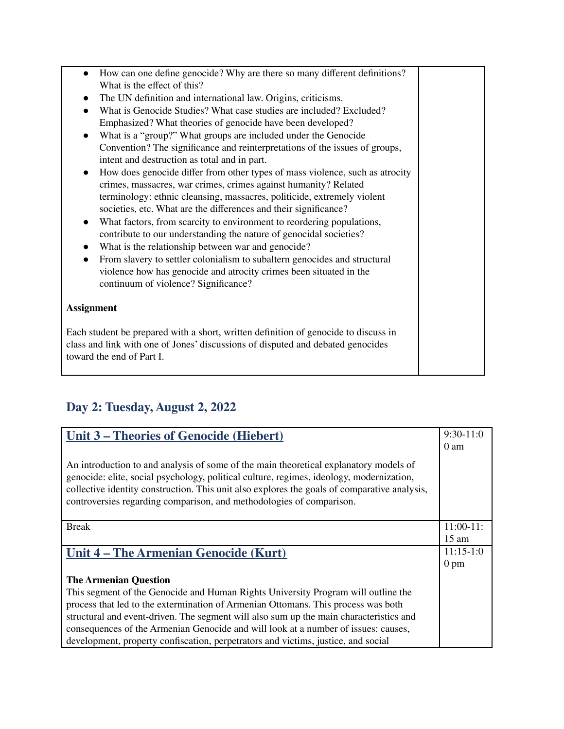| | |
|---|---|
| • How can one define genocide? Why are there so many different definitions? What is the effect of this?<br>• The UN definition and international law. Origins, criticisms.<br>• What is Genocide Studies? What case studies are included? Excluded? Emphasized? What theories of genocide have been developed?<br>• What is a "group?" What groups are included under the Genocide Convention? The significance and reinterpretations of the issues of groups, intent and destruction as total and in part.<br>• How does genocide differ from other types of mass violence, such as atrocity crimes, massacres, war crimes, crimes against humanity? Related terminology: ethnic cleansing, massacres, politicide, extremely violent societies, etc. What are the differences and their significance?<br>• What factors, from scarcity to environment to reordering populations, contribute to our understanding the nature of genocidal societies?<br>• What is the relationship between war and genocide?<br>• From slavery to settler colonialism to subaltern genocides and structural violence how has genocide and atrocity crimes been situated in the continuum of violence? Significance?<br><br>**Assignment**<br><br>Each student be prepared with a short, written definition of genocide to discuss in class and link with one of Jones' discussions of disputed and debated genocides toward the end of Part I. | |

## Day 2: Tuesday, August 2, 2022

| | |
|---|---|
| **Unit 3 – Theories of Genocide (Hiebert)**<br><br>An introduction to and analysis of some of the main theoretical explanatory models of genocide: elite, social psychology, political culture, regimes, ideology, modernization, collective identity construction. This unit also explores the goals of comparative analysis, controversies regarding comparison, and methodologies of comparison. | 9:30-11:00 am |
| Break | 11:00-11:15 am |
| **Unit 4 – The Armenian Genocide (Kurt)**<br><br>**The Armenian Question**<br>This segment of the Genocide and Human Rights University Program will outline the process that led to the extermination of Armenian Ottomans. This process was both structural and event-driven. The segment will also sum up the main characteristics and consequences of the Armenian Genocide and will look at a number of issues: causes, development, property confiscation, perpetrators and victims, justice, and social | 11:15-1:00 pm |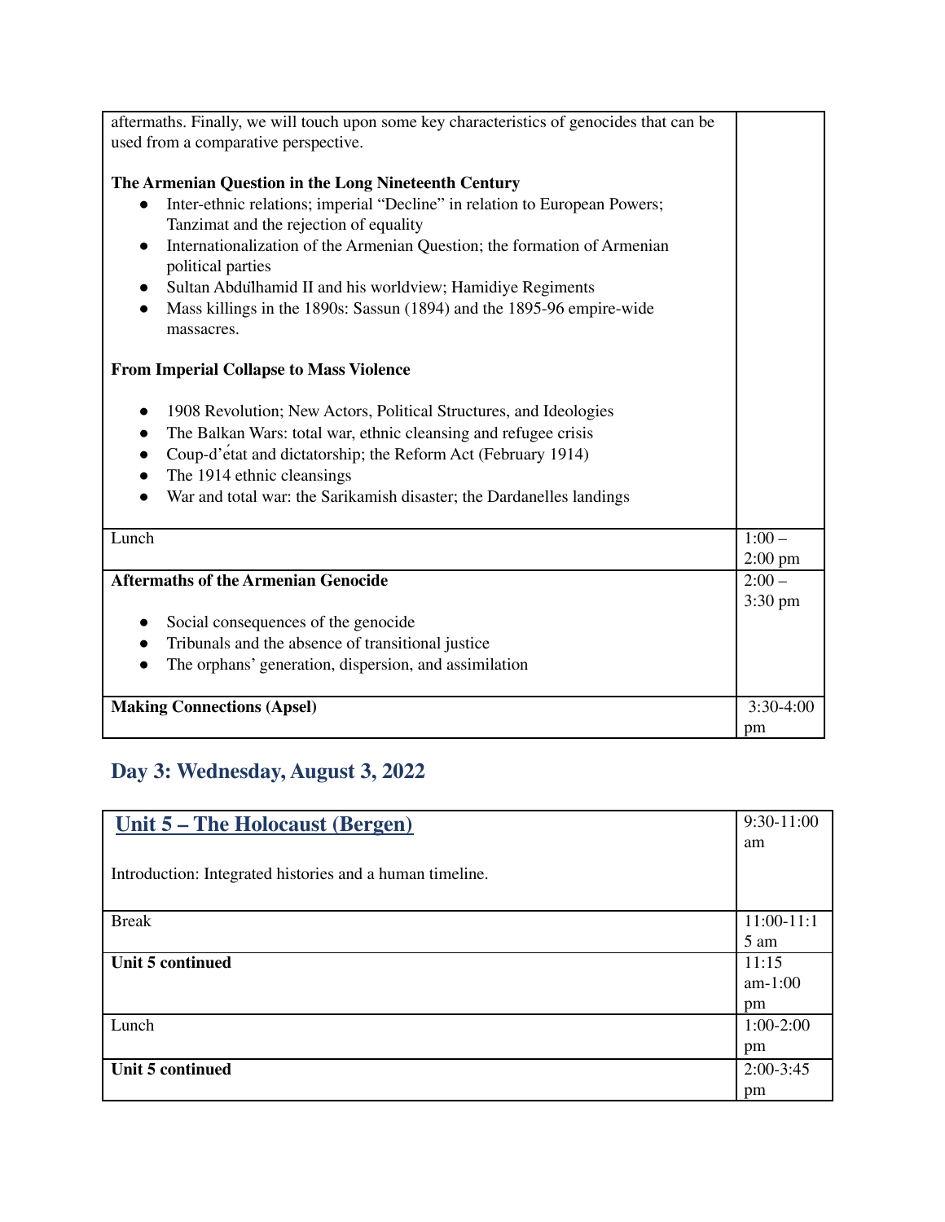| | |
|---|---|
| aftermaths. Finally, we will touch upon some key characteristics of genocides that can be used from a comparative perspective.<br><br>**The Armenian Question in the Long Nineteenth Century**<br>• Inter-ethnic relations; imperial "Decline" in relation to European Powers; Tanzimat and the rejection of equality<br>• Internationalization of the Armenian Question; the formation of Armenian political parties<br>• Sultan Abdülhamid II and his worldview; Hamidiye Regiments<br>• Mass killings in the 1890s: Sassun (1894) and the 1895-96 empire-wide massacres.<br><br>**From Imperial Collapse to Mass Violence**<br>• 1908 Revolution; New Actors, Political Structures, and Ideologies<br>• The Balkan Wars: total war, ethnic cleansing and refugee crisis<br>• Coup-d'état and dictatorship; the Reform Act (February 1914)<br>• The 1914 ethnic cleansings<br>• War and total war: the Sarikamish disaster; the Dardanelles landings | |
| Lunch | 1:00 – 2:00 pm |
| **Aftermaths of the Armenian Genocide**<br>• Social consequences of the genocide<br>• Tribunals and the absence of transitional justice<br>• The orphans' generation, dispersion, and assimilation | 2:00 – 3:30 pm |
| **Making Connections (Apsel)** | 3:30-4:00 pm |

## Day 3: Wednesday, August 3, 2022

| | |
|---|---|
| **Unit 5 – The Holocaust (Bergen)**<br><br>Introduction: Integrated histories and a human timeline. | 9:30-11:00 am |
| Break | 11:00-11:15 am |
| **Unit 5 continued** | 11:15 am-1:00 pm |
| Lunch | 1:00-2:00 pm |
| **Unit 5 continued** | 2:00-3:45 pm |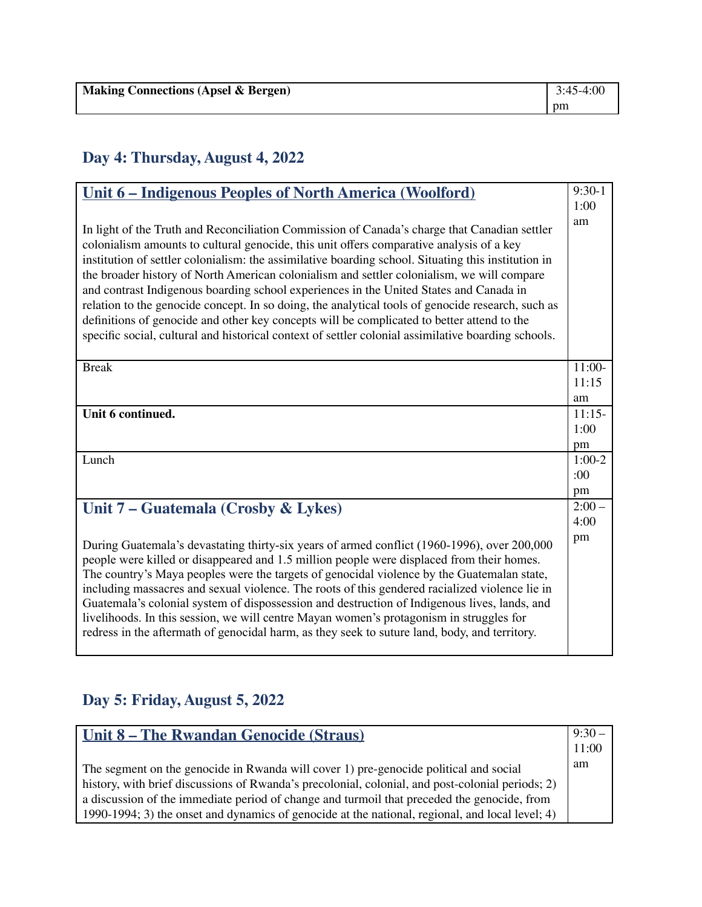| | |
|---|---|
| **Making Connections (Apsel & Bergen)** | 3:45-4:00 pm |

## Day 4: Thursday, August 4, 2022

| | |
|---|---|
| **Unit 6 – Indigenous Peoples of North America (Woolford)**<br><br>In light of the Truth and Reconciliation Commission of Canada's charge that Canadian settler colonialism amounts to cultural genocide, this unit offers comparative analysis of a key institution of settler colonialism: the assimilative boarding school. Situating this institution in the broader history of North American colonialism and settler colonialism, we will compare and contrast Indigenous boarding school experiences in the United States and Canada in relation to the genocide concept. In so doing, the analytical tools of genocide research, such as definitions of genocide and other key concepts will be complicated to better attend to the specific social, cultural and historical context of settler colonial assimilative boarding schools. | 9:30-11:00 am |
| Break | 11:00-11:15 am |
| **Unit 6 continued.** | 11:15-1:00 pm |
| Lunch | 1:00-2:00 pm |
| **Unit 7 – Guatemala (Crosby & Lykes)**<br><br>During Guatemala's devastating thirty-six years of armed conflict (1960-1996), over 200,000 people were killed or disappeared and 1.5 million people were displaced from their homes. The country's Maya peoples were the targets of genocidal violence by the Guatemalan state, including massacres and sexual violence. The roots of this gendered racialized violence lie in Guatemala's colonial system of dispossession and destruction of Indigenous lives, lands, and livelihoods. In this session, we will centre Mayan women's protagonism in struggles for redress in the aftermath of genocidal harm, as they seek to suture land, body, and territory. | 2:00 – 4:00 pm |

## Day 5: Friday, August 5, 2022

| | |
|---|---|
| **Unit 8 – The Rwandan Genocide (Straus)**<br><br>The segment on the genocide in Rwanda will cover 1) pre-genocide political and social history, with brief discussions of Rwanda's precolonial, colonial, and post-colonial periods; 2) a discussion of the immediate period of change and turmoil that preceded the genocide, from 1990-1994; 3) the onset and dynamics of genocide at the national, regional, and local level; 4) | 9:30 – 11:00 am |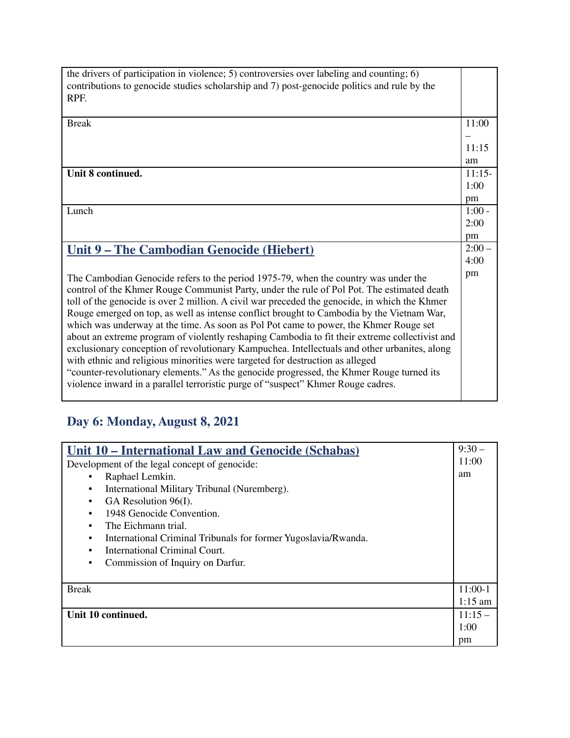| | |
|---|---|
| the drivers of participation in violence; 5) controversies over labeling and counting; 6) contributions to genocide studies scholarship and 7) post-genocide politics and rule by the RPF. | |
| Break | 11:00 – 11:15 am |
| **Unit 8 continued.** | 11:15-1:00 pm |
| Lunch | 1:00 - 2:00 pm |
| **Unit 9 – The Cambodian Genocide (Hiebert)**<br><br>The Cambodian Genocide refers to the period 1975-79, when the country was under the control of the Khmer Rouge Communist Party, under the rule of Pol Pot. The estimated death toll of the genocide is over 2 million. A civil war preceded the genocide, in which the Khmer Rouge emerged on top, as well as intense conflict brought to Cambodia by the Vietnam War, which was underway at the time. As soon as Pol Pot came to power, the Khmer Rouge set about an extreme program of violently reshaping Cambodia to fit their extreme collectivist and exclusionary conception of revolutionary Kampuchea. Intellectuals and other urbanites, along with ethnic and religious minorities were targeted for destruction as alleged "counter-revolutionary elements." As the genocide progressed, the Khmer Rouge turned its violence inward in a parallel terroristic purge of "suspect" Khmer Rouge cadres. | 2:00 – 4:00 pm |

## Day 6: Monday, August 8, 2021

| | |
|---|---|
| **Unit 10 – International Law and Genocide (Schabas)**<br>Development of the legal concept of genocide:<br>• Raphael Lemkin.<br>• International Military Tribunal (Nuremberg).<br>• GA Resolution 96(I).<br>• 1948 Genocide Convention.<br>• The Eichmann trial.<br>• International Criminal Tribunals for former Yugoslavia/Rwanda.<br>• International Criminal Court.<br>• Commission of Inquiry on Darfur. | 9:30 – 11:00 am |
| Break | 11:00-11:15 am |
| **Unit 10 continued.** | 11:15 – 1:00 pm |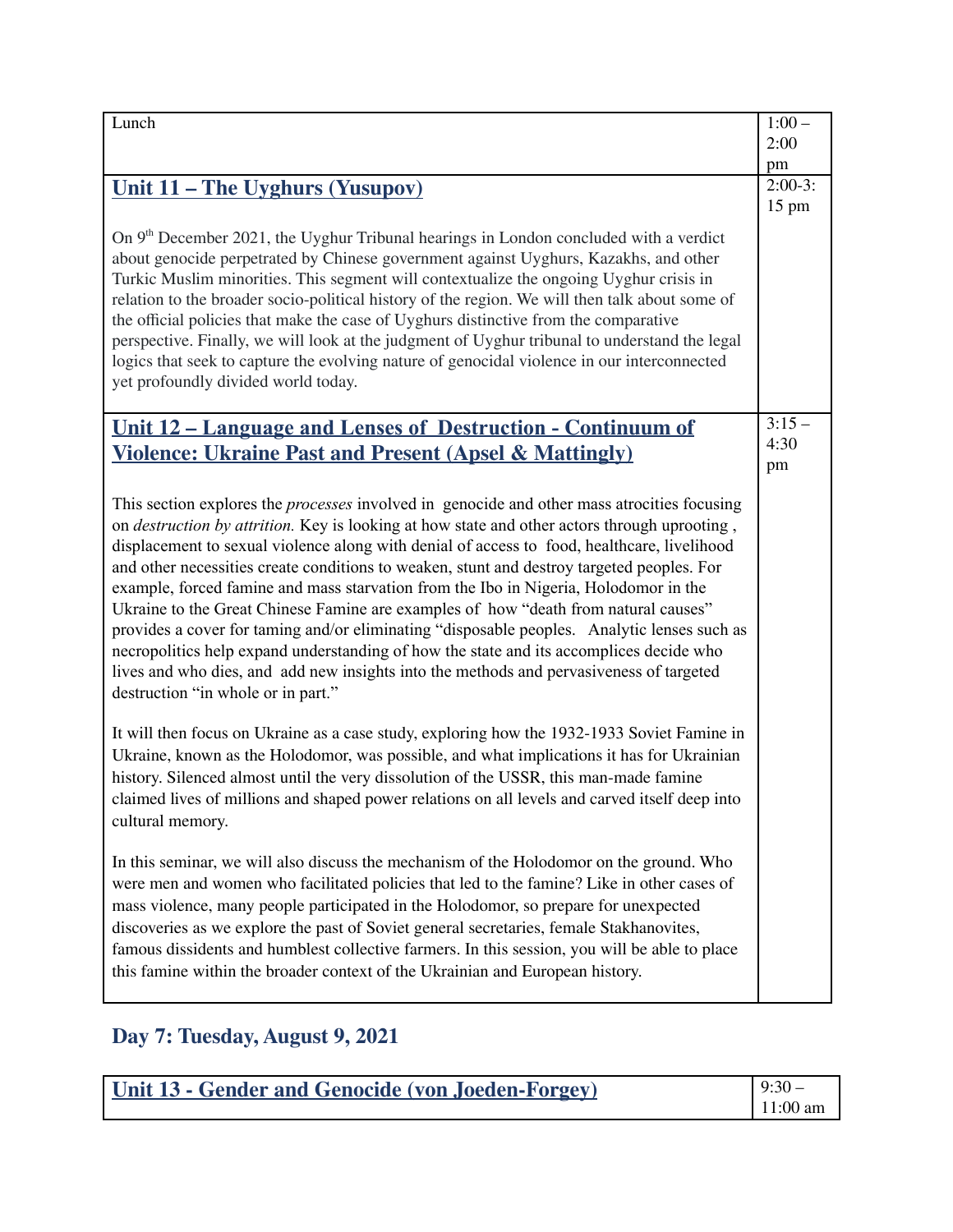| | |
|---|---|
| Lunch | 1:00 – 2:00 pm |
| **Unit 11 – The Uyghurs (Yusupov)**<br><br>On 9th December 2021, the Uyghur Tribunal hearings in London concluded with a verdict about genocide perpetrated by Chinese government against Uyghurs, Kazakhs, and other Turkic Muslim minorities. This segment will contextualize the ongoing Uyghur crisis in relation to the broader socio-political history of the region. We will then talk about some of the official policies that make the case of Uyghurs distinctive from the comparative perspective. Finally, we will look at the judgment of Uyghur tribunal to understand the legal logics that seek to capture the evolving nature of genocidal violence in our interconnected yet profoundly divided world today. | 2:00-3:15 pm |
| **Unit 12 – Language and Lenses of Destruction - Continuum of Violence: Ukraine Past and Present (Apsel & Mattingly)**<br><br>This section explores the *processes* involved in genocide and other mass atrocities focusing on *destruction by attrition.* Key is looking at how state and other actors through uprooting , displacement to sexual violence along with denial of access to food, healthcare, livelihood and other necessities create conditions to weaken, stunt and destroy targeted peoples. For example, forced famine and mass starvation from the Ibo in Nigeria, Holodomor in the Ukraine to the Great Chinese Famine are examples of how "death from natural causes" provides a cover for taming and/or eliminating "disposable peoples. Analytic lenses such as necropolitics help expand understanding of how the state and its accomplices decide who lives and who dies, and add new insights into the methods and pervasiveness of targeted destruction "in whole or in part."<br><br>It will then focus on Ukraine as a case study, exploring how the 1932-1933 Soviet Famine in Ukraine, known as the Holodomor, was possible, and what implications it has for Ukrainian history. Silenced almost until the very dissolution of the USSR, this man-made famine claimed lives of millions and shaped power relations on all levels and carved itself deep into cultural memory.<br><br>In this seminar, we will also discuss the mechanism of the Holodomor on the ground. Who were men and women who facilitated policies that led to the famine? Like in other cases of mass violence, many people participated in the Holodomor, so prepare for unexpected discoveries as we explore the past of Soviet general secretaries, female Stakhanovites, famous dissidents and humblest collective farmers. In this session, you will be able to place this famine within the broader context of the Ukrainian and European history. | 3:15 – 4:30 pm |

## Day 7: Tuesday, August 9, 2021

| | |
|---|---|
| **Unit 13 - Gender and Genocide (von Joeden-Forgey)** | 9:30 – 11:00 am |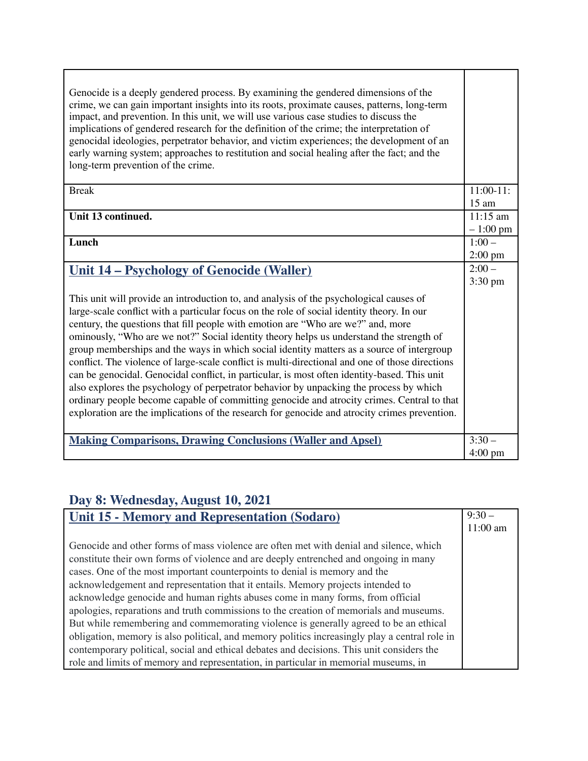| | |
|---|---|
| Genocide is a deeply gendered process. By examining the gendered dimensions of the crime, we can gain important insights into its roots, proximate causes, patterns, long-term impact, and prevention. In this unit, we will use various case studies to discuss the implications of gendered research for the definition of the crime; the interpretation of genocidal ideologies, perpetrator behavior, and victim experiences; the development of an early warning system; approaches to restitution and social healing after the fact; and the long-term prevention of the crime. | |
| Break | 11:00-11:15 am |
| **Unit 13 continued.** | 11:15 am – 1:00 pm |
| **Lunch** | 1:00 – 2:00 pm |
| **Unit 14 – Psychology of Genocide (Waller)**<br><br>This unit will provide an introduction to, and analysis of the psychological causes of large-scale conflict with a particular focus on the role of social identity theory. In our century, the questions that fill people with emotion are "Who are we?" and, more ominously, "Who are we not?" Social identity theory helps us understand the strength of group memberships and the ways in which social identity matters as a source of intergroup conflict. The violence of large-scale conflict is multi-directional and one of those directions can be genocidal. Genocidal conflict, in particular, is most often identity-based. This unit also explores the psychology of perpetrator behavior by unpacking the process by which ordinary people become capable of committing genocide and atrocity crimes. Central to that exploration are the implications of the research for genocide and atrocity crimes prevention. | 2:00 – 3:30 pm |
| **Making Comparisons, Drawing Conclusions (Waller and Apsel)** | 3:30 – 4:00 pm |

## Day 8: Wednesday, August 10, 2021

| | |
|---|---|
| **Unit 15 - Memory and Representation (Sodaro)**<br><br>Genocide and other forms of mass violence are often met with denial and silence, which constitute their own forms of violence and are deeply entrenched and ongoing in many cases. One of the most important counterpoints to denial is memory and the acknowledgement and representation that it entails. Memory projects intended to acknowledge genocide and human rights abuses come in many forms, from official apologies, reparations and truth commissions to the creation of memorials and museums. But while remembering and commemorating violence is generally agreed to be an ethical obligation, memory is also political, and memory politics increasingly play a central role in contemporary political, social and ethical debates and decisions. This unit considers the role and limits of memory and representation, in particular in memorial museums, in | 9:30 – 11:00 am |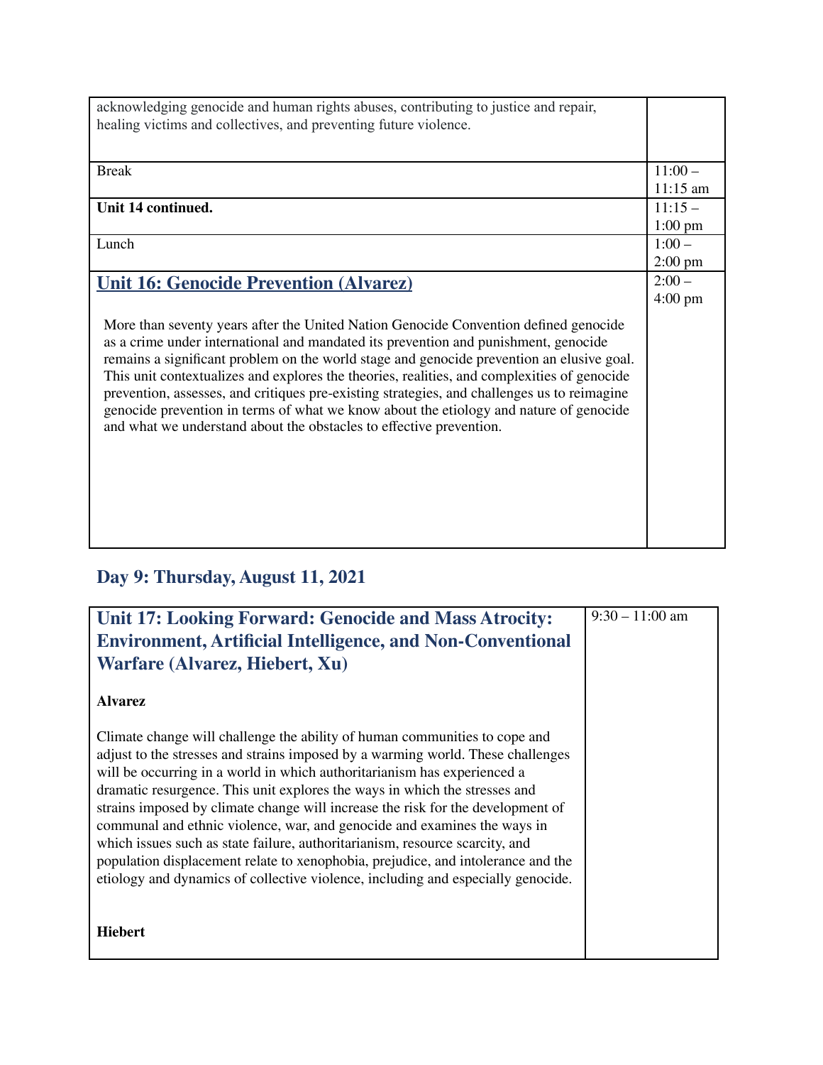| | |
|---|---|
| acknowledging genocide and human rights abuses, contributing to justice and repair, healing victims and collectives, and preventing future violence. | |
| Break | 11:00 – 11:15 am |
| **Unit 14 continued.** | 11:15 – 1:00 pm |
| Lunch | 1:00 – 2:00 pm |
| **Unit 16: Genocide Prevention (Alvarez)**<br><br>More than seventy years after the United Nation Genocide Convention defined genocide as a crime under international and mandated its prevention and punishment, genocide remains a significant problem on the world stage and genocide prevention an elusive goal. This unit contextualizes and explores the theories, realities, and complexities of genocide prevention, assesses, and critiques pre-existing strategies, and challenges us to reimagine genocide prevention in terms of what we know about the etiology and nature of genocide and what we understand about the obstacles to effective prevention. | 2:00 – 4:00 pm |

## Day 9: Thursday, August 11, 2021

| | |
|---|---|
| **Unit 17: Looking Forward: Genocide and Mass Atrocity: Environment, Artificial Intelligence, and Non-Conventional Warfare (Alvarez, Hiebert, Xu)**<br><br>**Alvarez**<br><br>Climate change will challenge the ability of human communities to cope and adjust to the stresses and strains imposed by a warming world. These challenges will be occurring in a world in which authoritarianism has experienced a dramatic resurgence. This unit explores the ways in which the stresses and strains imposed by climate change will increase the risk for the development of communal and ethnic violence, war, and genocide and examines the ways in which issues such as state failure, authoritarianism, resource scarcity, and population displacement relate to xenophobia, prejudice, and intolerance and the etiology and dynamics of collective violence, including and especially genocide.<br><br>**Hiebert** | 9:30 – 11:00 am |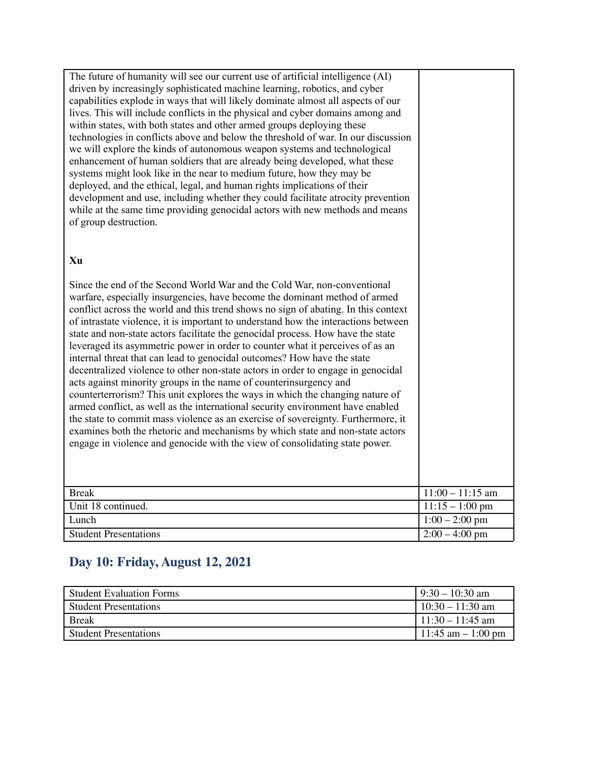| | |
|---|---|
| The future of humanity will see our current use of artificial intelligence (AI) driven by increasingly sophisticated machine learning, robotics, and cyber capabilities explode in ways that will likely dominate almost all aspects of our lives. This will include conflicts in the physical and cyber domains among and within states, with both states and other armed groups deploying these technologies in conflicts above and below the threshold of war. In our discussion we will explore the kinds of autonomous weapon systems and technological enhancement of human soldiers that are already being developed, what these systems might look like in the near to medium future, how they may be deployed, and the ethical, legal, and human rights implications of their development and use, including whether they could facilitate atrocity prevention while at the same time providing genocidal actors with new methods and means of group destruction. <br><br> **Xu** <br><br> Since the end of the Second World War and the Cold War, non-conventional warfare, especially insurgencies, have become the dominant method of armed conflict across the world and this trend shows no sign of abating. In this context of intrastate violence, it is important to understand how the interactions between state and non-state actors facilitate the genocidal process. How have the state leveraged its asymmetric power in order to counter what it perceives of as an internal threat that can lead to genocidal outcomes? How have the state decentralized violence to other non-state actors in order to engage in genocidal acts against minority groups in the name of counterinsurgency and counterterrorism? This unit explores the ways in which the changing nature of armed conflict, as well as the international security environment have enabled the state to commit mass violence as an exercise of sovereignty. Furthermore, it examines both the rhetoric and mechanisms by which state and non-state actors engage in violence and genocide with the view of consolidating state power. | |
| Break | 11:00 – 11:15 am |
| Unit 18 continued. | 11:15 – 1:00 pm |
| Lunch | 1:00 – 2:00 pm |
| Student Presentations | 2:00 – 4:00 pm |

## Day 10: Friday, August 12, 2021

| | |
|---|---|
| Student Evaluation Forms | 9:30 – 10:30 am |
| Student Presentations | 10:30 – 11:30 am |
| Break | 11:30 – 11:45 am |
| Student Presentations | 11:45 am – 1:00 pm |